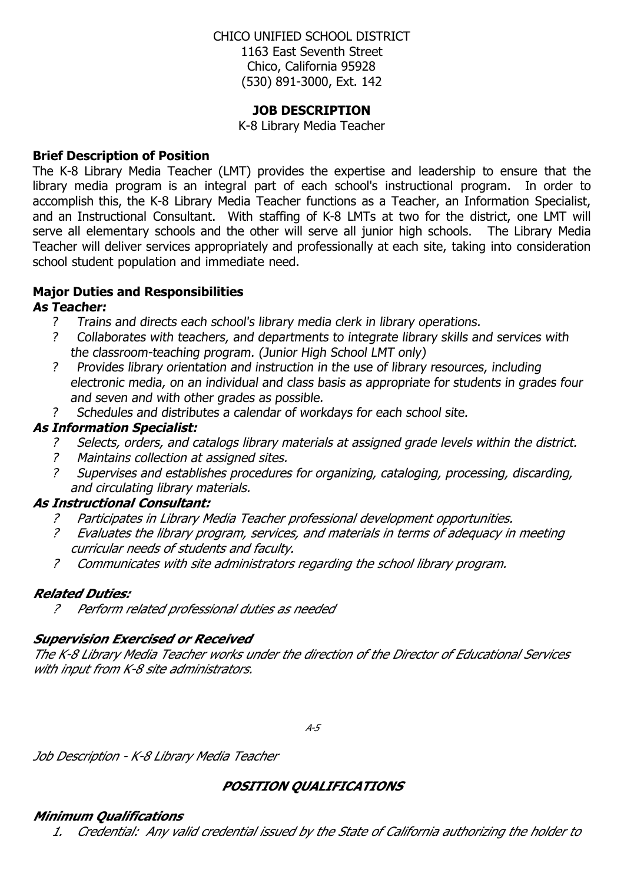CHICO UNIFIED SCHOOL DISTRICT
1163 East Seventh Street
Chico, California 95928
(530) 891-3000, Ext. 142

**JOB DESCRIPTION**

K-8 Library Media Teacher

## Brief Description of Position

The K-8 Library Media Teacher (LMT) provides the expertise and leadership to ensure that the library media program is an integral part of each school's instructional program. In order to accomplish this, the K-8 Library Media Teacher functions as a Teacher, an Information Specialist, and an Instructional Consultant. With staffing of K-8 LMTs at two for the district, one LMT will serve all elementary schools and the other will serve all junior high schools. The Library Media Teacher will deliver services appropriately and professionally at each site, taking into consideration school student population and immediate need.

## Major Duties and Responsibilities

### *As Teacher:*

- *Trains and directs each school's library media clerk in library operations.*
- *Collaborates with teachers, and departments to integrate library skills and services with the classroom-teaching program. (Junior High School LMT only)*
- *Provides library orientation and instruction in the use of library resources, including electronic media, on an individual and class basis as appropriate for students in grades four and seven and with other grades as possible.*
- *Schedules and distributes a calendar of workdays for each school site.*

### *As Information Specialist:*

- *Selects, orders, and catalogs library materials at assigned grade levels within the district.*
- *Maintains collection at assigned sites.*
- *Supervises and establishes procedures for organizing, cataloging, processing, discarding, and circulating library materials.*

### *As Instructional Consultant:*

- *Participates in Library Media Teacher professional development opportunities.*
- *Evaluates the library program, services, and materials in terms of adequacy in meeting curricular needs of students and faculty.*
- *Communicates with site administrators regarding the school library program.*

### *Related Duties:*

- *Perform related professional duties as needed*

### *Supervision Exercised or Received*

*The K-8 Library Media Teacher works under the direction of the Director of Educational Services with input from K-8 site administrators.*

*Job Description - K-8 Library Media Teacher*

## *POSITION QUALIFICATIONS*

### *Minimum Qualifications*

1. *Credential: Any valid credential issued by the State of California authorizing the holder to*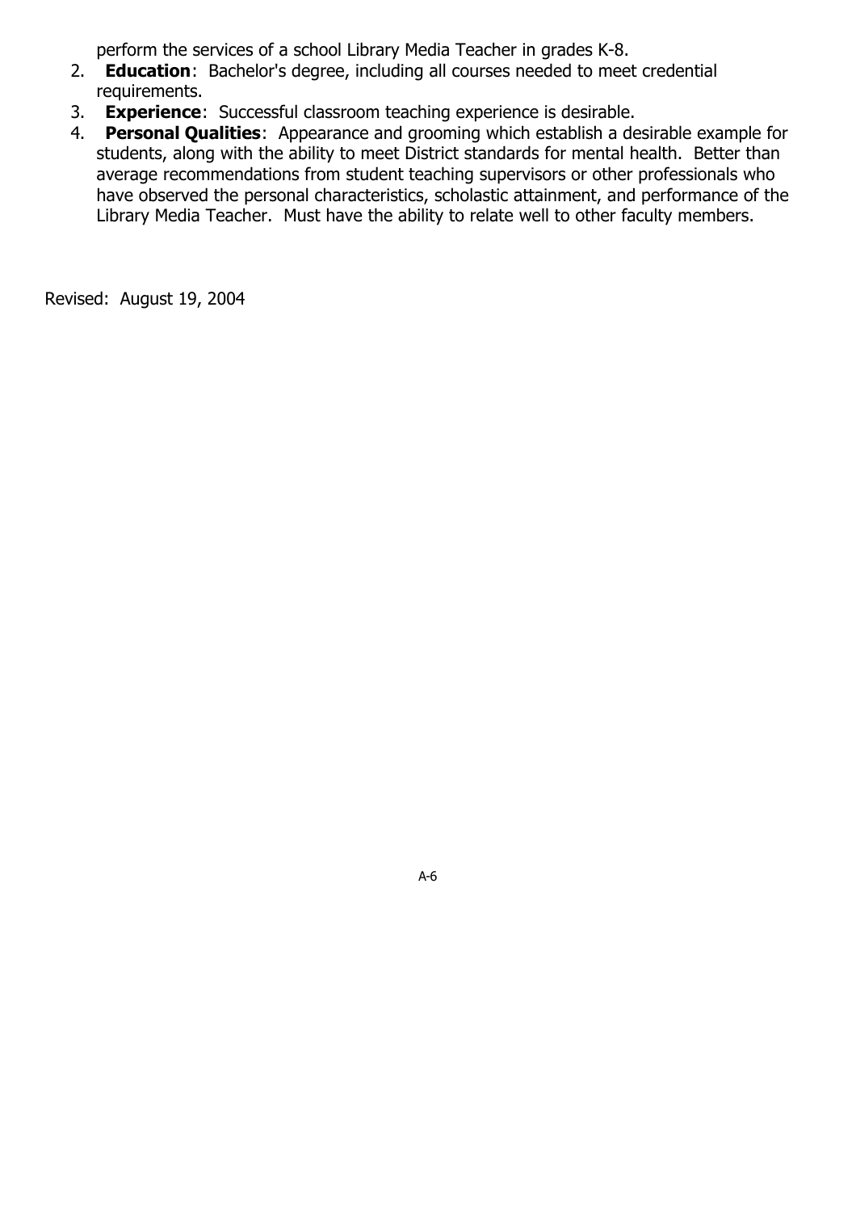perform the services of a school Library Media Teacher in grades K-8.

2. **Education**: Bachelor's degree, including all courses needed to meet credential requirements.
3. **Experience**: Successful classroom teaching experience is desirable.
4. **Personal Qualities**: Appearance and grooming which establish a desirable example for students, along with the ability to meet District standards for mental health. Better than average recommendations from student teaching supervisors or other professionals who have observed the personal characteristics, scholastic attainment, and performance of the Library Media Teacher. Must have the ability to relate well to other faculty members.

Revised: August 19, 2004